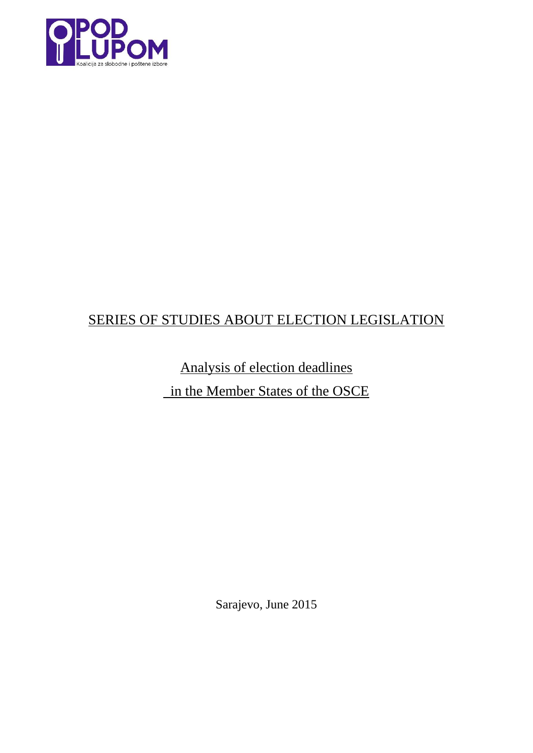POD LUPOM

Koalicija za slobodne i poštene izbore

# SERIES OF STUDIES ABOUT ELECTION LEGISLATION

## Analysis of election deadlines in the Member States of the OSCE

Sarajevo, June 2015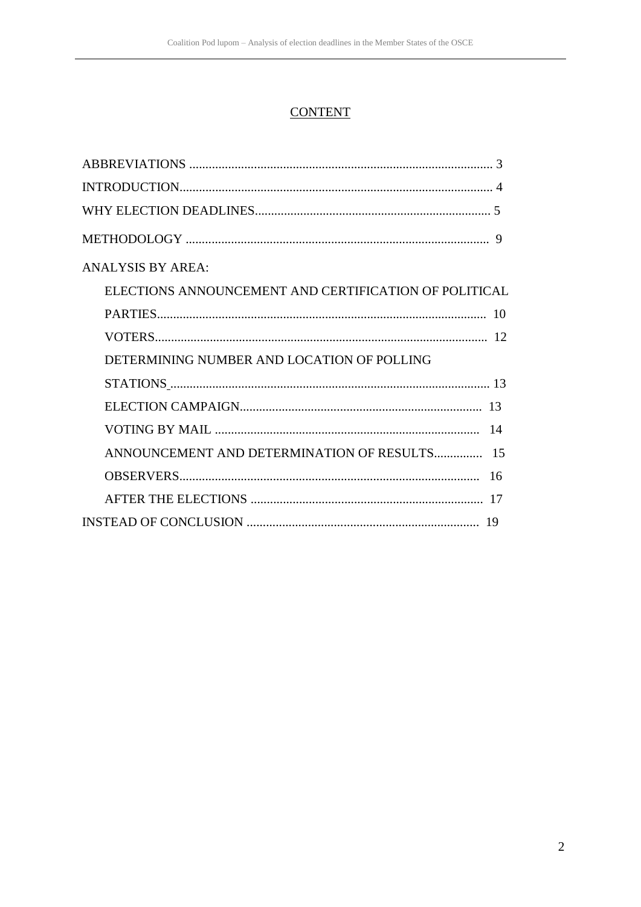# CONTENT

ABBREVIATIONS ............................................................................................. 3

INTRODUCTION................................................................................................ 4

WHY ELECTION DEADLINES........................................................................ 5

METHODOLOGY ............................................................................................. 9

ANALYSIS BY AREA:

- ELECTIONS ANNOUNCEMENT AND CERTIFICATION OF POLITICAL PARTIES..................................................................................................... 10
- VOTERS...................................................................................................... 12
- DETERMINING NUMBER AND LOCATION OF POLLING STATIONS .................................................................................................. 13
- ELECTION CAMPAIGN.......................................................................... 13
- VOTING BY MAIL ................................................................................. 14
- ANNOUNCEMENT AND DETERMINATION OF RESULTS............... 15
- OBSERVERS............................................................................................ 16
- AFTER THE ELECTIONS ....................................................................... 17

INSTEAD OF CONCLUSION ....................................................................... 19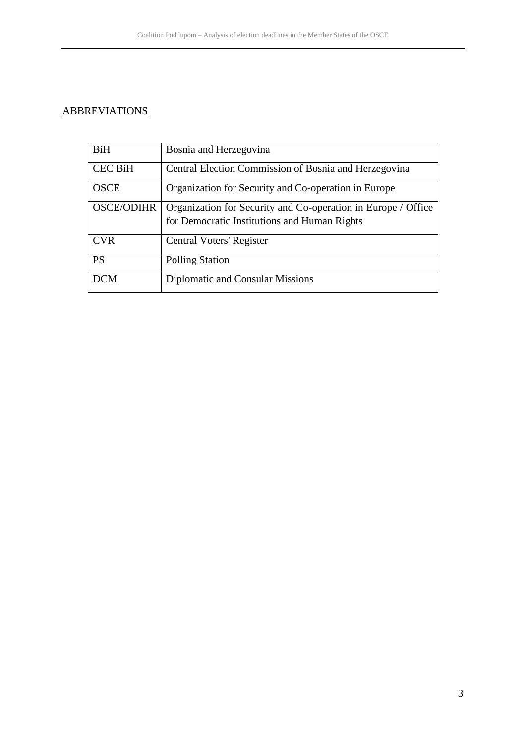## ABBREVIATIONS

| | |
|---|---|
| BiH | Bosnia and Herzegovina |
| CEC BiH | Central Election Commission of Bosnia and Herzegovina |
| OSCE | Organization for Security and Co-operation in Europe |
| OSCE/ODIHR | Organization for Security and Co-operation in Europe / Office for Democratic Institutions and Human Rights |
| CVR | Central Voters' Register |
| PS | Polling Station |
| DCM | Diplomatic and Consular Missions |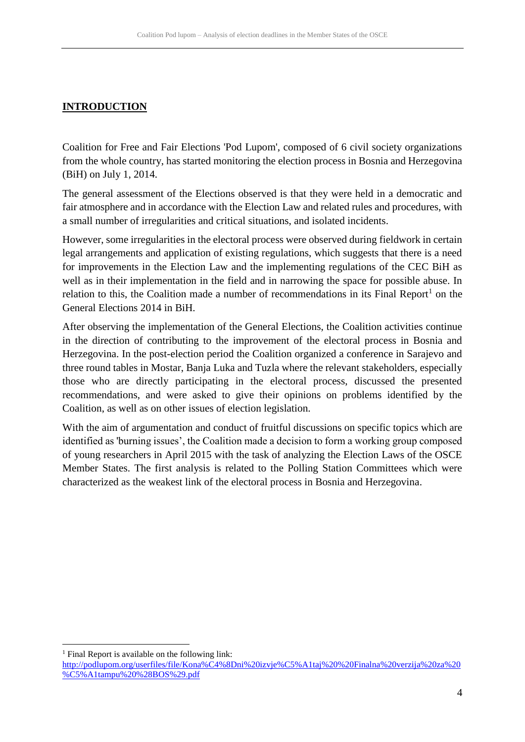## INTRODUCTION

Coalition for Free and Fair Elections 'Pod Lupom', composed of 6 civil society organizations from the whole country, has started monitoring the election process in Bosnia and Herzegovina (BiH) on July 1, 2014.

The general assessment of the Elections observed is that they were held in a democratic and fair atmosphere and in accordance with the Election Law and related rules and procedures, with a small number of irregularities and critical situations, and isolated incidents.

However, some irregularities in the electoral process were observed during fieldwork in certain legal arrangements and application of existing regulations, which suggests that there is a need for improvements in the Election Law and the implementing regulations of the CEC BiH as well as in their implementation in the field and in narrowing the space for possible abuse. In relation to this, the Coalition made a number of recommendations in its Final Report[1] on the General Elections 2014 in BiH.

After observing the implementation of the General Elections, the Coalition activities continue in the direction of contributing to the improvement of the electoral process in Bosnia and Herzegovina. In the post-election period the Coalition organized a conference in Sarajevo and three round tables in Mostar, Banja Luka and Tuzla where the relevant stakeholders, especially those who are directly participating in the electoral process, discussed the presented recommendations, and were asked to give their opinions on problems identified by the Coalition, as well as on other issues of election legislation.

With the aim of argumentation and conduct of fruitful discussions on specific topics which are identified as 'burning issues', the Coalition made a decision to form a working group composed of young researchers in April 2015 with the task of analyzing the Election Laws of the OSCE Member States. The first analysis is related to the Polling Station Committees which were characterized as the weakest link of the electoral process in Bosnia and Herzegovina.

---

[1] Final Report is available on the following link: http://podlupom.org/userfiles/file/Kona%C4%8Dni%20izvje%C5%A1taj%20%20Finalna%20verzija%20za%20%C5%A1tampu%20%28BOS%29.pdf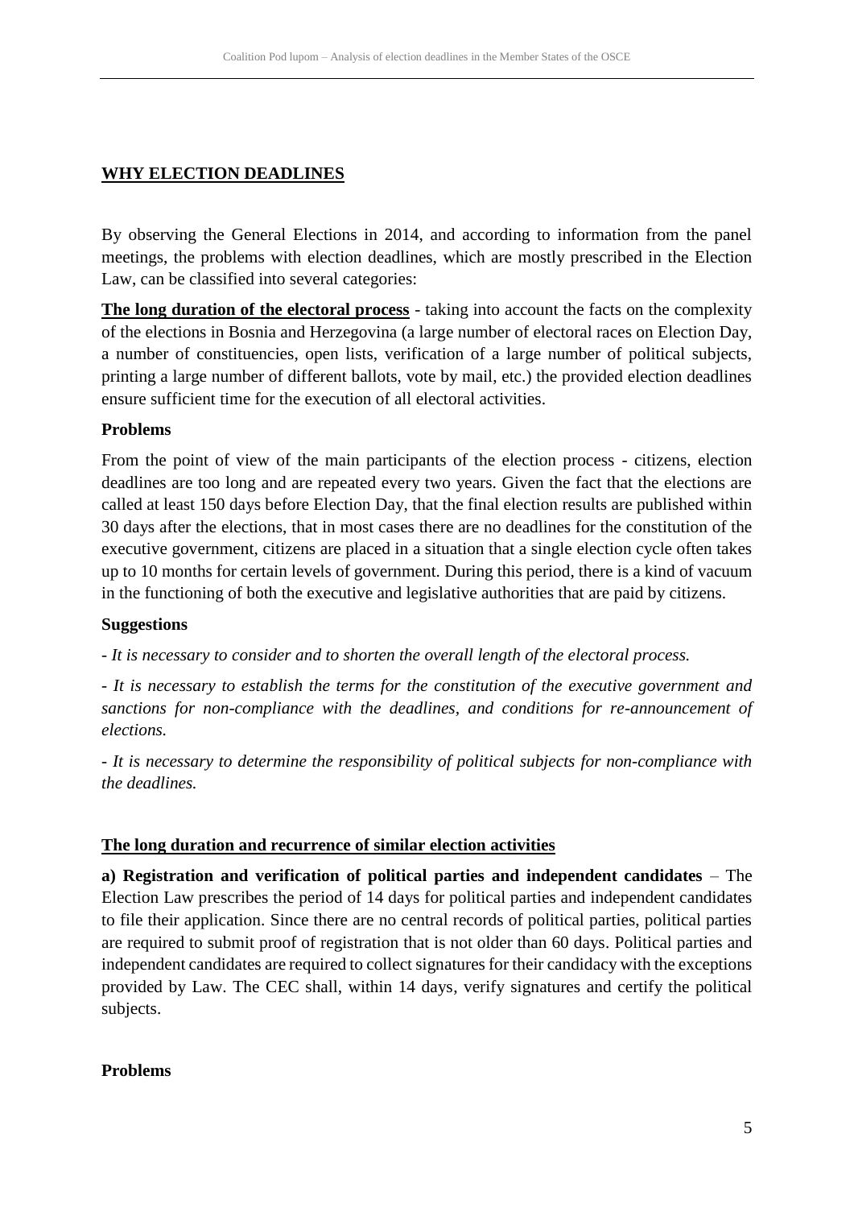## WHY ELECTION DEADLINES

By observing the General Elections in 2014, and according to information from the panel meetings, the problems with election deadlines, which are mostly prescribed in the Election Law, can be classified into several categories:

**The long duration of the electoral process** - taking into account the facts on the complexity of the elections in Bosnia and Herzegovina (a large number of electoral races on Election Day, a number of constituencies, open lists, verification of a large number of political subjects, printing a large number of different ballots, vote by mail, etc.) the provided election deadlines ensure sufficient time for the execution of all electoral activities.

**Problems**

From the point of view of the main participants of the election process - citizens, election deadlines are too long and are repeated every two years. Given the fact that the elections are called at least 150 days before Election Day, that the final election results are published within 30 days after the elections, that in most cases there are no deadlines for the constitution of the executive government, citizens are placed in a situation that a single election cycle often takes up to 10 months for certain levels of government. During this period, there is a kind of vacuum in the functioning of both the executive and legislative authorities that are paid by citizens.

**Suggestions**

*- It is necessary to consider and to shorten the overall length of the electoral process.*

*- It is necessary to establish the terms for the constitution of the executive government and sanctions for non-compliance with the deadlines, and conditions for re-announcement of elections.*

*- It is necessary to determine the responsibility of political subjects for non-compliance with the deadlines.*

**The long duration and recurrence of similar election activities**

**a) Registration and verification of political parties and independent candidates** – The Election Law prescribes the period of 14 days for political parties and independent candidates to file their application. Since there are no central records of political parties, political parties are required to submit proof of registration that is not older than 60 days. Political parties and independent candidates are required to collect signatures for their candidacy with the exceptions provided by Law. The CEC shall, within 14 days, verify signatures and certify the political subjects.

**Problems**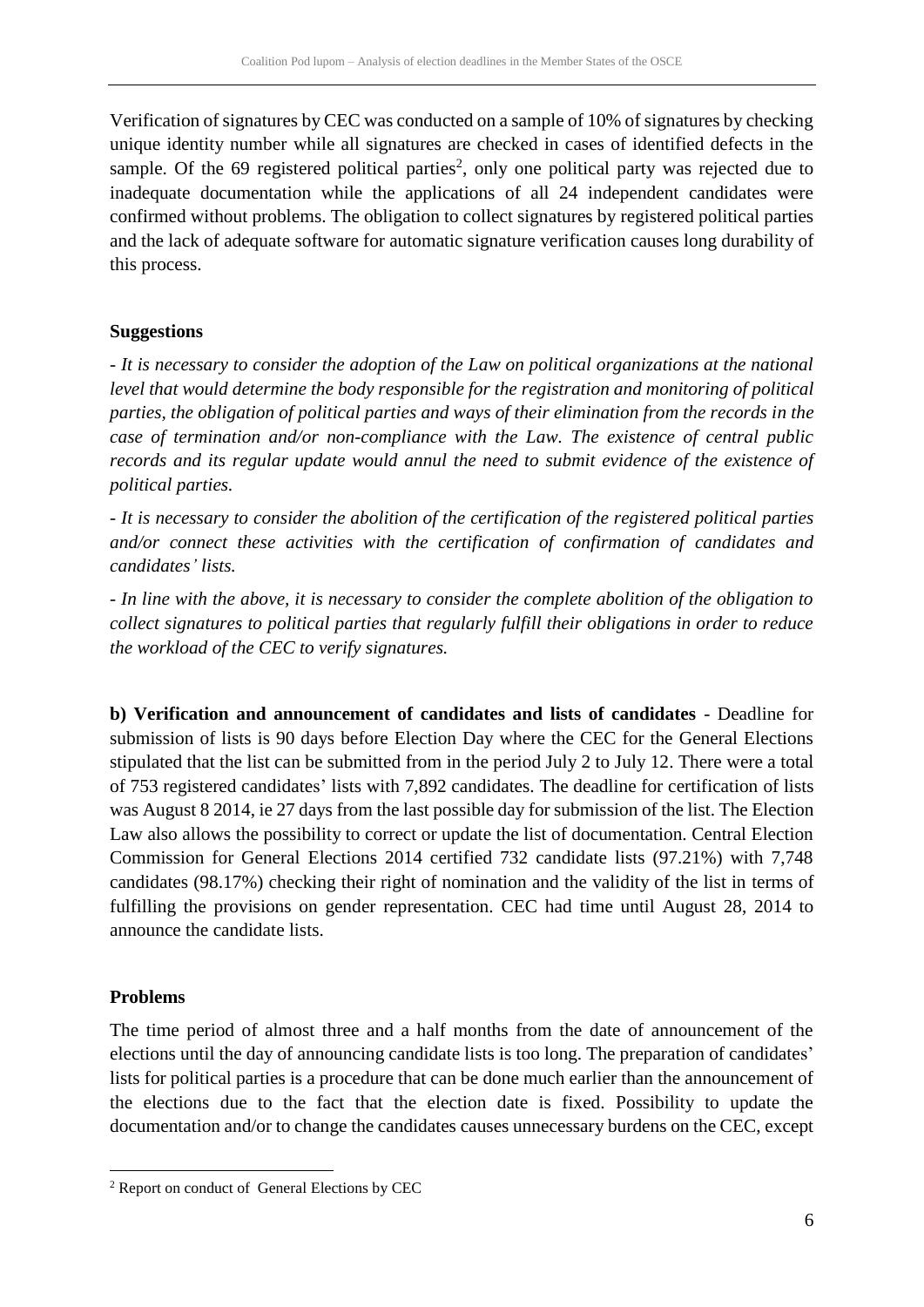Verification of signatures by CEC was conducted on a sample of 10% of signatures by checking unique identity number while all signatures are checked in cases of identified defects in the sample. Of the 69 registered political parties[2], only one political party was rejected due to inadequate documentation while the applications of all 24 independent candidates were confirmed without problems. The obligation to collect signatures by registered political parties and the lack of adequate software for automatic signature verification causes long durability of this process.

**Suggestions**

*- It is necessary to consider the adoption of the Law on political organizations at the national level that would determine the body responsible for the registration and monitoring of political parties, the obligation of political parties and ways of their elimination from the records in the case of termination and/or non-compliance with the Law. The existence of central public records and its regular update would annul the need to submit evidence of the existence of political parties.*

*- It is necessary to consider the abolition of the certification of the registered political parties and/or connect these activities with the certification of confirmation of candidates and candidates' lists.*

*- In line with the above, it is necessary to consider the complete abolition of the obligation to collect signatures to political parties that regularly fulfill their obligations in order to reduce the workload of the CEC to verify signatures.*

**b) Verification and announcement of candidates and lists of candidates** - Deadline for submission of lists is 90 days before Election Day where the CEC for the General Elections stipulated that the list can be submitted from in the period July 2 to July 12. There were a total of 753 registered candidates' lists with 7,892 candidates. The deadline for certification of lists was August 8 2014, ie 27 days from the last possible day for submission of the list. The Election Law also allows the possibility to correct or update the list of documentation. Central Election Commission for General Elections 2014 certified 732 candidate lists (97.21%) with 7,748 candidates (98.17%) checking their right of nomination and the validity of the list in terms of fulfilling the provisions on gender representation. CEC had time until August 28, 2014 to announce the candidate lists.

**Problems**

The time period of almost three and a half months from the date of announcement of the elections until the day of announcing candidate lists is too long. The preparation of candidates' lists for political parties is a procedure that can be done much earlier than the announcement of the elections due to the fact that the election date is fixed. Possibility to update the documentation and/or to change the candidates causes unnecessary burdens on the CEC, except

---

[2] Report on conduct of General Elections by CEC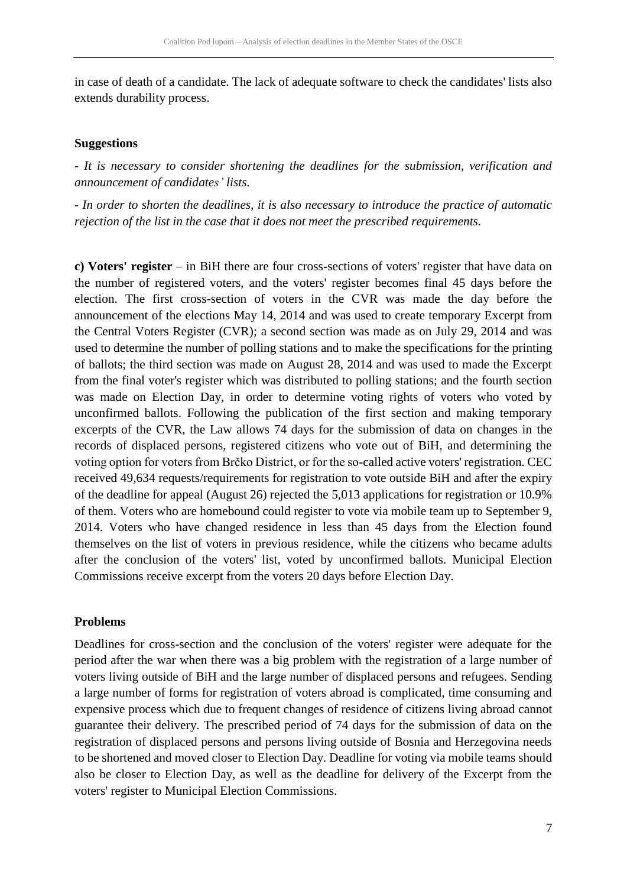in case of death of a candidate. The lack of adequate software to check the candidates' lists also extends durability process.

**Suggestions**

*- It is necessary to consider shortening the deadlines for the submission, verification and announcement of candidates' lists.*

*- In order to shorten the deadlines, it is also necessary to introduce the practice of automatic rejection of the list in the case that it does not meet the prescribed requirements.*

**c) Voters' register** – in BiH there are four cross-sections of voters' register that have data on the number of registered voters, and the voters' register becomes final 45 days before the election. The first cross-section of voters in the CVR was made the day before the announcement of the elections May 14, 2014 and was used to create temporary Excerpt from the Central Voters Register (CVR); a second section was made as on July 29, 2014 and was used to determine the number of polling stations and to make the specifications for the printing of ballots; the third section was made on August 28, 2014 and was used to made the Excerpt from the final voter's register which was distributed to polling stations; and the fourth section was made on Election Day, in order to determine voting rights of voters who voted by unconfirmed ballots. Following the publication of the first section and making temporary excerpts of the CVR, the Law allows 74 days for the submission of data on changes in the records of displaced persons, registered citizens who vote out of BiH, and determining the voting option for voters from Brčko District, or for the so-called active voters' registration. CEC received 49,634 requests/requirements for registration to vote outside BiH and after the expiry of the deadline for appeal (August 26) rejected the 5,013 applications for registration or 10.9% of them. Voters who are homebound could register to vote via mobile team up to September 9, 2014. Voters who have changed residence in less than 45 days from the Election found themselves on the list of voters in previous residence, while the citizens who became adults after the conclusion of the voters' list, voted by unconfirmed ballots. Municipal Election Commissions receive excerpt from the voters 20 days before Election Day.

**Problems**

Deadlines for cross-section and the conclusion of the voters' register were adequate for the period after the war when there was a big problem with the registration of a large number of voters living outside of BiH and the large number of displaced persons and refugees. Sending a large number of forms for registration of voters abroad is complicated, time consuming and expensive process which due to frequent changes of residence of citizens living abroad cannot guarantee their delivery. The prescribed period of 74 days for the submission of data on the registration of displaced persons and persons living outside of Bosnia and Herzegovina needs to be shortened and moved closer to Election Day. Deadline for voting via mobile teams should also be closer to Election Day, as well as the deadline for delivery of the Excerpt from the voters' register to Municipal Election Commissions.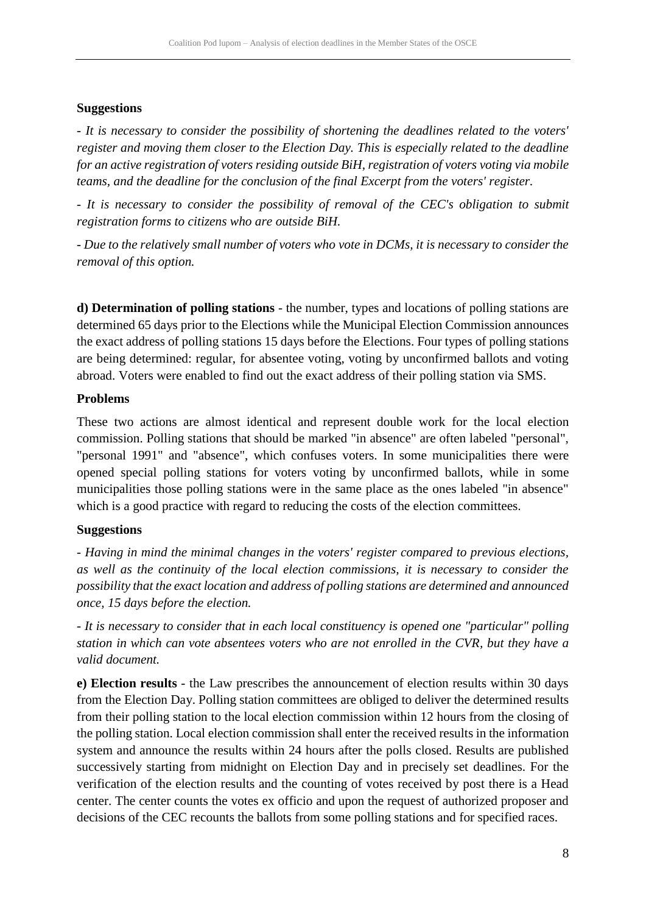**Suggestions**

*- It is necessary to consider the possibility of shortening the deadlines related to the voters' register and moving them closer to the Election Day. This is especially related to the deadline for an active registration of voters residing outside BiH, registration of voters voting via mobile teams, and the deadline for the conclusion of the final Excerpt from the voters' register.*

*- It is necessary to consider the possibility of removal of the CEC's obligation to submit registration forms to citizens who are outside BiH.*

*- Due to the relatively small number of voters who vote in DCMs, it is necessary to consider the removal of this option.*

**d) Determination of polling stations** - the number, types and locations of polling stations are determined 65 days prior to the Elections while the Municipal Election Commission announces the exact address of polling stations 15 days before the Elections. Four types of polling stations are being determined: regular, for absentee voting, voting by unconfirmed ballots and voting abroad. Voters were enabled to find out the exact address of their polling station via SMS.

**Problems**

These two actions are almost identical and represent double work for the local election commission. Polling stations that should be marked "in absence" are often labeled "personal", "personal 1991" and "absence", which confuses voters. In some municipalities there were opened special polling stations for voters voting by unconfirmed ballots, while in some municipalities those polling stations were in the same place as the ones labeled "in absence" which is a good practice with regard to reducing the costs of the election committees.

**Suggestions**

*- Having in mind the minimal changes in the voters' register compared to previous elections, as well as the continuity of the local election commissions, it is necessary to consider the possibility that the exact location and address of polling stations are determined and announced once, 15 days before the election.*

*- It is necessary to consider that in each local constituency is opened one "particular" polling station in which can vote absentees voters who are not enrolled in the CVR, but they have a valid document.*

**e) Election results** - the Law prescribes the announcement of election results within 30 days from the Election Day. Polling station committees are obliged to deliver the determined results from their polling station to the local election commission within 12 hours from the closing of the polling station. Local election commission shall enter the received results in the information system and announce the results within 24 hours after the polls closed. Results are published successively starting from midnight on Election Day and in precisely set deadlines. For the verification of the election results and the counting of votes received by post there is a Head center. The center counts the votes ex officio and upon the request of authorized proposer and decisions of the CEC recounts the ballots from some polling stations and for specified races.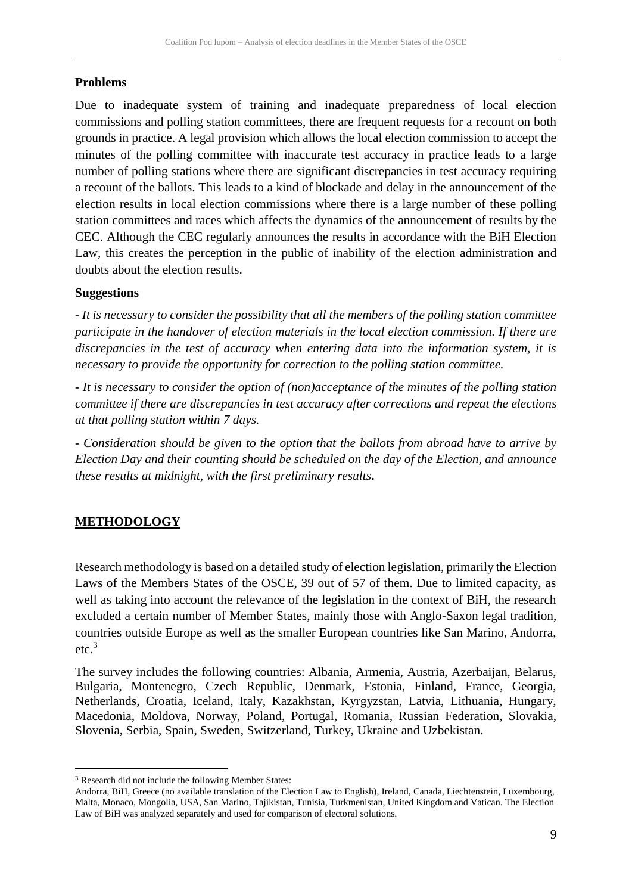**Problems**

Due to inadequate system of training and inadequate preparedness of local election commissions and polling station committees, there are frequent requests for a recount on both grounds in practice. A legal provision which allows the local election commission to accept the minutes of the polling committee with inaccurate test accuracy in practice leads to a large number of polling stations where there are significant discrepancies in test accuracy requiring a recount of the ballots. This leads to a kind of blockade and delay in the announcement of the election results in local election commissions where there is a large number of these polling station committees and races which affects the dynamics of the announcement of results by the CEC. Although the CEC regularly announces the results in accordance with the BiH Election Law, this creates the perception in the public of inability of the election administration and doubts about the election results.

**Suggestions**

*- It is necessary to consider the possibility that all the members of the polling station committee participate in the handover of election materials in the local election commission. If there are discrepancies in the test of accuracy when entering data into the information system, it is necessary to provide the opportunity for correction to the polling station committee.*

*- It is necessary to consider the option of (non)acceptance of the minutes of the polling station committee if there are discrepancies in test accuracy after corrections and repeat the elections at that polling station within 7 days.*

*- Consideration should be given to the option that the ballots from abroad have to arrive by Election Day and their counting should be scheduled on the day of the Election, and announce these results at midnight, with the first preliminary results***.**

## METHODOLOGY

Research methodology is based on a detailed study of election legislation, primarily the Election Laws of the Members States of the OSCE, 39 out of 57 of them. Due to limited capacity, as well as taking into account the relevance of the legislation in the context of BiH, the research excluded a certain number of Member States, mainly those with Anglo-Saxon legal tradition, countries outside Europe as well as the smaller European countries like San Marino, Andorra, etc.[3]

The survey includes the following countries: Albania, Armenia, Austria, Azerbaijan, Belarus, Bulgaria, Montenegro, Czech Republic, Denmark, Estonia, Finland, France, Georgia, Netherlands, Croatia, Iceland, Italy, Kazakhstan, Kyrgyzstan, Latvia, Lithuania, Hungary, Macedonia, Moldova, Norway, Poland, Portugal, Romania, Russian Federation, Slovakia, Slovenia, Serbia, Spain, Sweden, Switzerland, Turkey, Ukraine and Uzbekistan.

---

[3] Research did not include the following Member States:
Andorra, BiH, Greece (no available translation of the Election Law to English), Ireland, Canada, Liechtenstein, Luxembourg, Malta, Monaco, Mongolia, USA, San Marino, Tajikistan, Tunisia, Turkmenistan, United Kingdom and Vatican. The Election Law of BiH was analyzed separately and used for comparison of electoral solutions.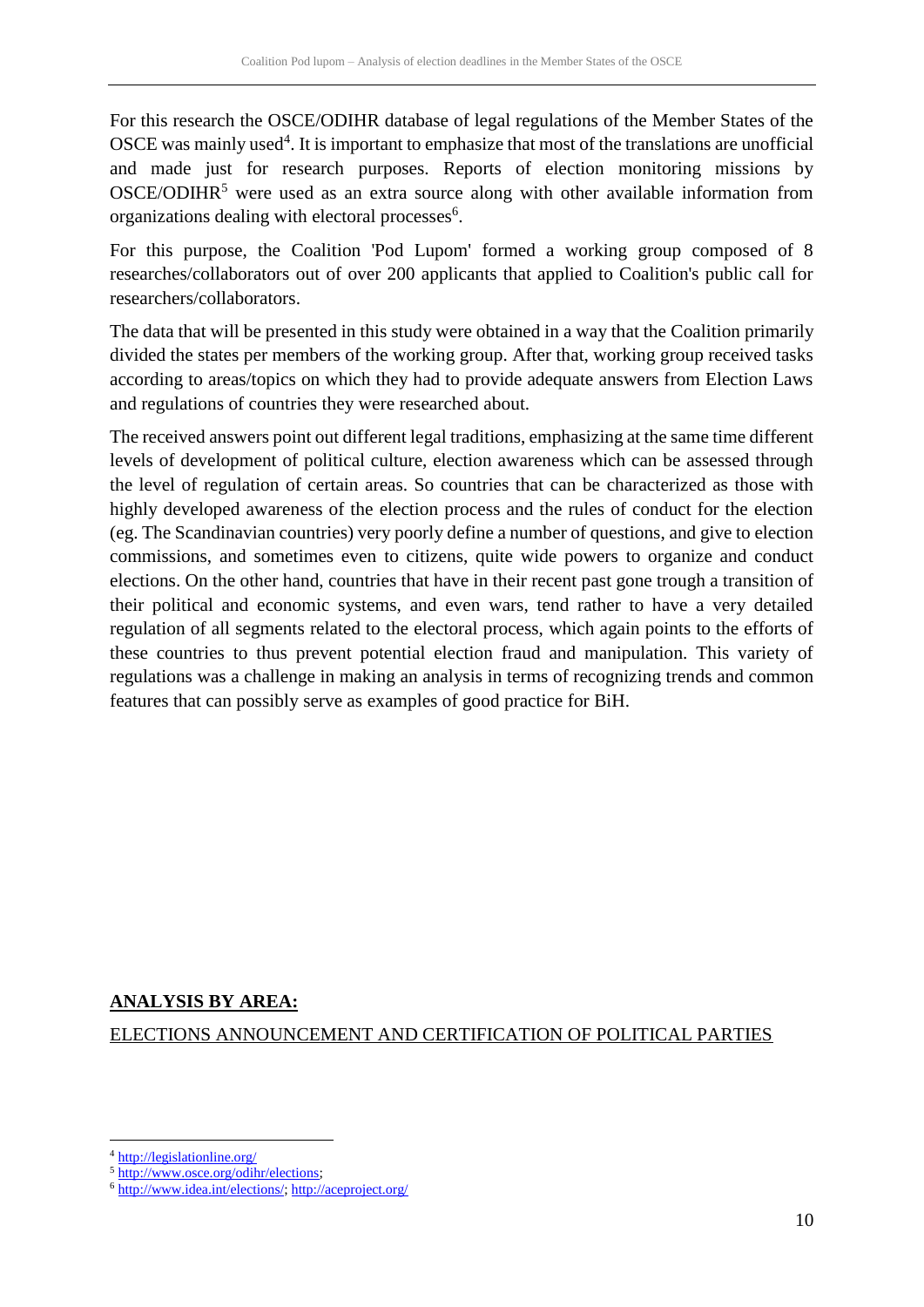For this research the OSCE/ODIHR database of legal regulations of the Member States of the OSCE was mainly used[4]. It is important to emphasize that most of the translations are unofficial and made just for research purposes. Reports of election monitoring missions by OSCE/ODIHR[5] were used as an extra source along with other available information from organizations dealing with electoral processes[6].

For this purpose, the Coalition 'Pod Lupom' formed a working group composed of 8 researches/collaborators out of over 200 applicants that applied to Coalition's public call for researchers/collaborators.

The data that will be presented in this study were obtained in a way that the Coalition primarily divided the states per members of the working group. After that, working group received tasks according to areas/topics on which they had to provide adequate answers from Election Laws and regulations of countries they were researched about.

The received answers point out different legal traditions, emphasizing at the same time different levels of development of political culture, election awareness which can be assessed through the level of regulation of certain areas. So countries that can be characterized as those with highly developed awareness of the election process and the rules of conduct for the election (eg. The Scandinavian countries) very poorly define a number of questions, and give to election commissions, and sometimes even to citizens, quite wide powers to organize and conduct elections. On the other hand, countries that have in their recent past gone trough a transition of their political and economic systems, and even wars, tend rather to have a very detailed regulation of all segments related to the electoral process, which again points to the efforts of these countries to thus prevent potential election fraud and manipulation. This variety of regulations was a challenge in making an analysis in terms of recognizing trends and common features that can possibly serve as examples of good practice for BiH.

## **ANALYSIS BY AREA:**

### ELECTIONS ANNOUNCEMENT AND CERTIFICATION OF POLITICAL PARTIES

---

[4] http://legislationline.org/

[5] http://www.osce.org/odihr/elections;

[6] http://www.idea.int/elections/; http://aceproject.org/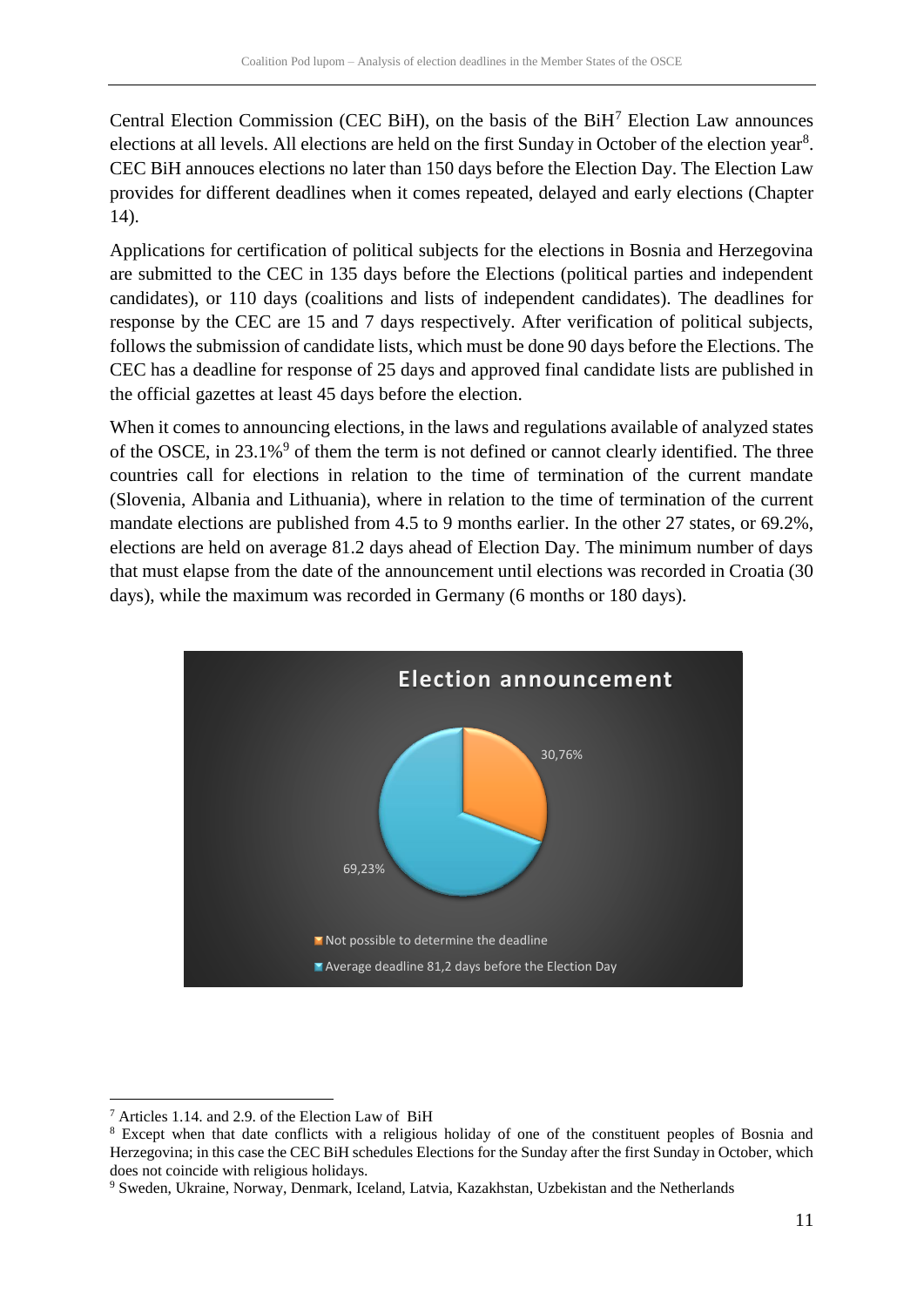Central Election Commission (CEC BiH), on the basis of the BiH[7] Election Law announces elections at all levels. All elections are held on the first Sunday in October of the election year[8]. CEC BiH annouces elections no later than 150 days before the Election Day. The Election Law provides for different deadlines when it comes repeated, delayed and early elections (Chapter 14).

Applications for certification of political subjects for the elections in Bosnia and Herzegovina are submitted to the CEC in 135 days before the Elections (political parties and independent candidates), or 110 days (coalitions and lists of independent candidates). The deadlines for response by the CEC are 15 and 7 days respectively. After verification of political subjects, follows the submission of candidate lists, which must be done 90 days before the Elections. The CEC has a deadline for response of 25 days and approved final candidate lists are published in the official gazettes at least 45 days before the election.

When it comes to announcing elections, in the laws and regulations available of analyzed states of the OSCE, in 23.1%[9] of them the term is not defined or cannot clearly identified. The three countries call for elections in relation to the time of termination of the current mandate (Slovenia, Albania and Lithuania), where in relation to the time of termination of the current mandate elections are published from 4.5 to 9 months earlier. In the other 27 states, or 69.2%, elections are held on average 81.2 days ahead of Election Day. The minimum number of days that must elapse from the date of the announcement until elections was recorded in Croatia (30 days), while the maximum was recorded in Germany (6 months or 180 days).

**Election announcement**

| Category | Share |
|---|---|
| Not possible to determine the deadline | 30,76% |
| Average deadline 81,2 days before the Election Day | 69,23% |

---

[7] Articles 1.14. and 2.9. of the Election Law of BiH

[8] Except when that date conflicts with a religious holiday of one of the constituent peoples of Bosnia and Herzegovina; in this case the CEC BiH schedules Elections for the Sunday after the first Sunday in October, which does not coincide with religious holidays.

[9] Sweden, Ukraine, Norway, Denmark, Iceland, Latvia, Kazakhstan, Uzbekistan and the Netherlands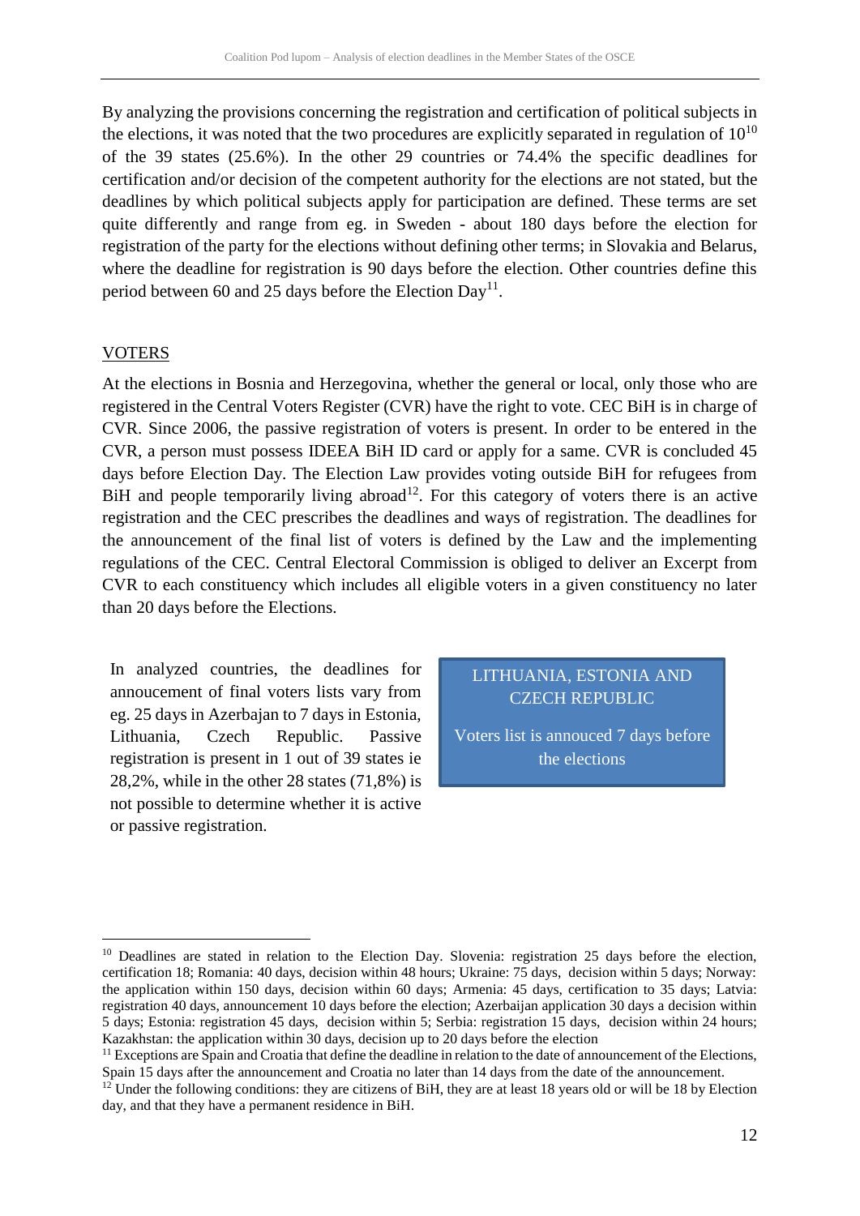By analyzing the provisions concerning the registration and certification of political subjects in the elections, it was noted that the two procedures are explicitly separated in regulation of 10[10] of the 39 states (25.6%). In the other 29 countries or 74.4% the specific deadlines for certification and/or decision of the competent authority for the elections are not stated, but the deadlines by which political subjects apply for participation are defined. These terms are set quite differently and range from eg. in Sweden - about 180 days before the election for registration of the party for the elections without defining other terms; in Slovakia and Belarus, where the deadline for registration is 90 days before the election. Other countries define this period between 60 and 25 days before the Election Day[11].

## VOTERS

At the elections in Bosnia and Herzegovina, whether the general or local, only those who are registered in the Central Voters Register (CVR) have the right to vote. CEC BiH is in charge of CVR. Since 2006, the passive registration of voters is present. In order to be entered in the CVR, a person must possess IDEEA BiH ID card or apply for a same. CVR is concluded 45 days before Election Day. The Election Law provides voting outside BiH for refugees from BiH and people temporarily living abroad[12]. For this category of voters there is an active registration and the CEC prescribes the deadlines and ways of registration. The deadlines for the announcement of the final list of voters is defined by the Law and the implementing regulations of the CEC. Central Electoral Commission is obliged to deliver an Excerpt from CVR to each constituency which includes all eligible voters in a given constituency no later than 20 days before the Elections.

In analyzed countries, the deadlines for annoucement of final voters lists vary from eg. 25 days in Azerbajan to 7 days in Estonia, Lithuania, Czech Republic. Passive registration is present in 1 out of 39 states ie 28,2%, while in the other 28 states (71,8%) is not possible to determine whether it is active or passive registration.

> LITHUANIA, ESTONIA AND CZECH REPUBLIC
>
> Voters list is annouced 7 days before the elections

---

[10] Deadlines are stated in relation to the Election Day. Slovenia: registration 25 days before the election, certification 18; Romania: 40 days, decision within 48 hours; Ukraine: 75 days, decision within 5 days; Norway: the application within 150 days, decision within 60 days; Armenia: 45 days, certification to 35 days; Latvia: registration 40 days, announcement 10 days before the election; Azerbaijan application 30 days a decision within 5 days; Estonia: registration 45 days, decision within 5; Serbia: registration 15 days, decision within 24 hours; Kazakhstan: the application within 30 days, decision up to 20 days before the election

[11] Exceptions are Spain and Croatia that define the deadline in relation to the date of announcement of the Elections, Spain 15 days after the announcement and Croatia no later than 14 days from the date of the announcement.

[12] Under the following conditions: they are citizens of BiH, they are at least 18 years old or will be 18 by Election day, and that they have a permanent residence in BiH.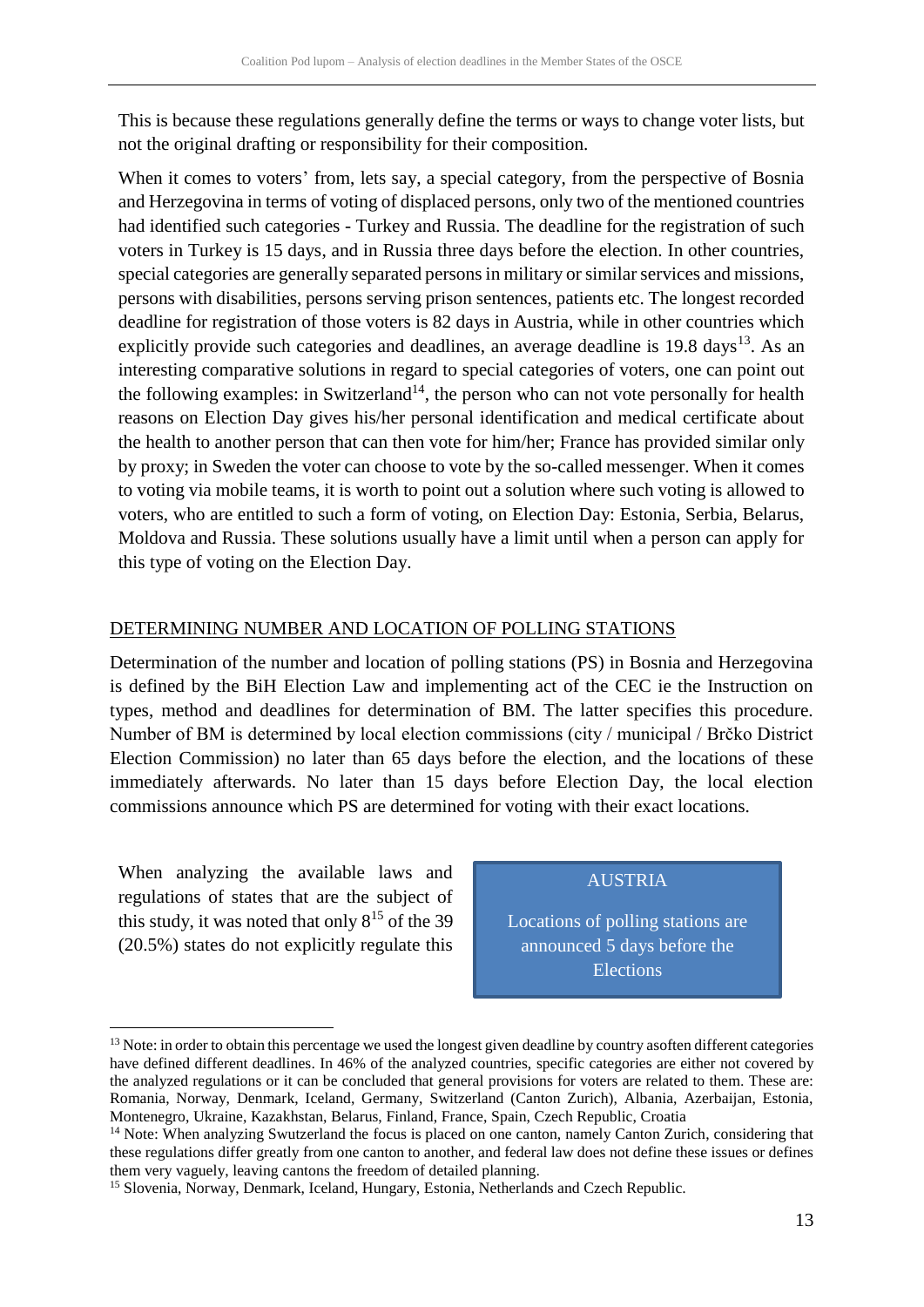This is because these regulations generally define the terms or ways to change voter lists, but not the original drafting or responsibility for their composition.

When it comes to voters' from, lets say, a special category, from the perspective of Bosnia and Herzegovina in terms of voting of displaced persons, only two of the mentioned countries had identified such categories - Turkey and Russia. The deadline for the registration of such voters in Turkey is 15 days, and in Russia three days before the election. In other countries, special categories are generally separated persons in military or similar services and missions, persons with disabilities, persons serving prison sentences, patients etc. The longest recorded deadline for registration of those voters is 82 days in Austria, while in other countries which explicitly provide such categories and deadlines, an average deadline is 19.8 days[13]. As an interesting comparative solutions in regard to special categories of voters, one can point out the following examples: in Switzerland[14], the person who can not vote personally for health reasons on Election Day gives his/her personal identification and medical certificate about the health to another person that can then vote for him/her; France has provided similar only by proxy; in Sweden the voter can choose to vote by the so-called messenger. When it comes to voting via mobile teams, it is worth to point out a solution where such voting is allowed to voters, who are entitled to such a form of voting, on Election Day: Estonia, Serbia, Belarus, Moldova and Russia. These solutions usually have a limit until when a person can apply for this type of voting on the Election Day.

## DETERMINING NUMBER AND LOCATION OF POLLING STATIONS

Determination of the number and location of polling stations (PS) in Bosnia and Herzegovina is defined by the BiH Election Law and implementing act of the CEC ie the Instruction on types, method and deadlines for determination of BM. The latter specifies this procedure. Number of BM is determined by local election commissions (city / municipal / Brčko District Election Commission) no later than 65 days before the election, and the locations of these immediately afterwards. No later than 15 days before Election Day, the local election commissions announce which PS are determined for voting with their exact locations.

When analyzing the available laws and regulations of states that are the subject of this study, it was noted that only 8[15] of the 39 (20.5%) states do not explicitly regulate this

> **AUSTRIA**
>
> Locations of polling stations are announced 5 days before the Elections

[13] Note: in order to obtain this percentage we used the longest given deadline by country asoften different categories have defined different deadlines. In 46% of the analyzed countries, specific categories are either not covered by the analyzed regulations or it can be concluded that general provisions for voters are related to them. These are: Romania, Norway, Denmark, Iceland, Germany, Switzerland (Canton Zurich), Albania, Azerbaijan, Estonia, Montenegro, Ukraine, Kazakhstan, Belarus, Finland, France, Spain, Czech Republic, Croatia

[14] Note: When analyzing Swutzerland the focus is placed on one canton, namely Canton Zurich, considering that these regulations differ greatly from one canton to another, and federal law does not define these issues or defines them very vaguely, leaving cantons the freedom of detailed planning.

[15] Slovenia, Norway, Denmark, Iceland, Hungary, Estonia, Netherlands and Czech Republic.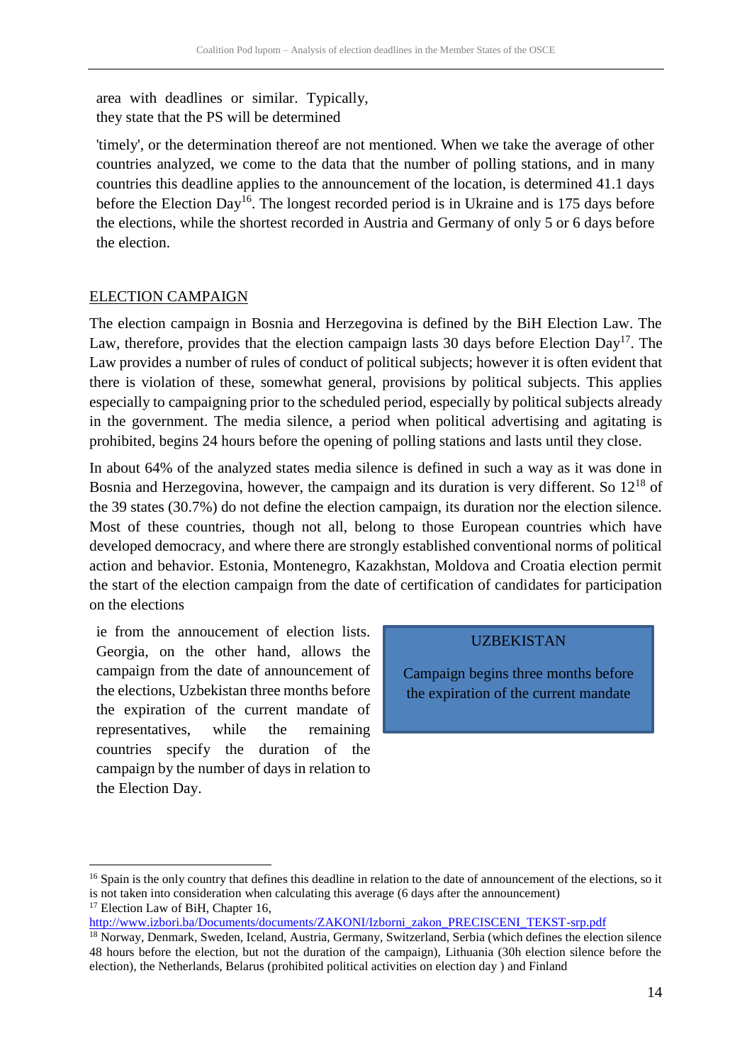area with deadlines or similar. Typically, they state that the PS will be determined 'timely', or the determination thereof are not mentioned. When we take the average of other countries analyzed, we come to the data that the number of polling stations, and in many countries this deadline applies to the announcement of the location, is determined 41.1 days before the Election Day[16]. The longest recorded period is in Ukraine and is 175 days before the elections, while the shortest recorded in Austria and Germany of only 5 or 6 days before the election.

## ELECTION CAMPAIGN

The election campaign in Bosnia and Herzegovina is defined by the BiH Election Law. The Law, therefore, provides that the election campaign lasts 30 days before Election Day[17]. The Law provides a number of rules of conduct of political subjects; however it is often evident that there is violation of these, somewhat general, provisions by political subjects. This applies especially to campaigning prior to the scheduled period, especially by political subjects already in the government. The media silence, a period when political advertising and agitating is prohibited, begins 24 hours before the opening of polling stations and lasts until they close.

In about 64% of the analyzed states media silence is defined in such a way as it was done in Bosnia and Herzegovina, however, the campaign and its duration is very different. So 12[18] of the 39 states (30.7%) do not define the election campaign, its duration nor the election silence. Most of these countries, though not all, belong to those European countries which have developed democracy, and where there are strongly established conventional norms of political action and behavior. Estonia, Montenegro, Kazakhstan, Moldova and Croatia election permit the start of the election campaign from the date of certification of candidates for participation on the elections ie from the annoucement of election lists. Georgia, on the other hand, allows the campaign from the date of announcement of the elections, Uzbekistan three months before the expiration of the current mandate of representatives, while the remaining countries specify the duration of the campaign by the number of days in relation to the Election Day.

> **UZBEKISTAN**
>
> Campaign begins three months before the expiration of the current mandate

---

[16] Spain is the only country that defines this deadline in relation to the date of announcement of the elections, so it is not taken into consideration when calculating this average (6 days after the announcement)

[17] Election Law of BiH, Chapter 16, http://www.izbori.ba/Documents/documents/ZAKONI/Izborni_zakon_PRECISCENI_TEKST-srp.pdf

[18] Norway, Denmark, Sweden, Iceland, Austria, Germany, Switzerland, Serbia (which defines the election silence 48 hours before the election, but not the duration of the campaign), Lithuania (30h election silence before the election), the Netherlands, Belarus (prohibited political activities on election day ) and Finland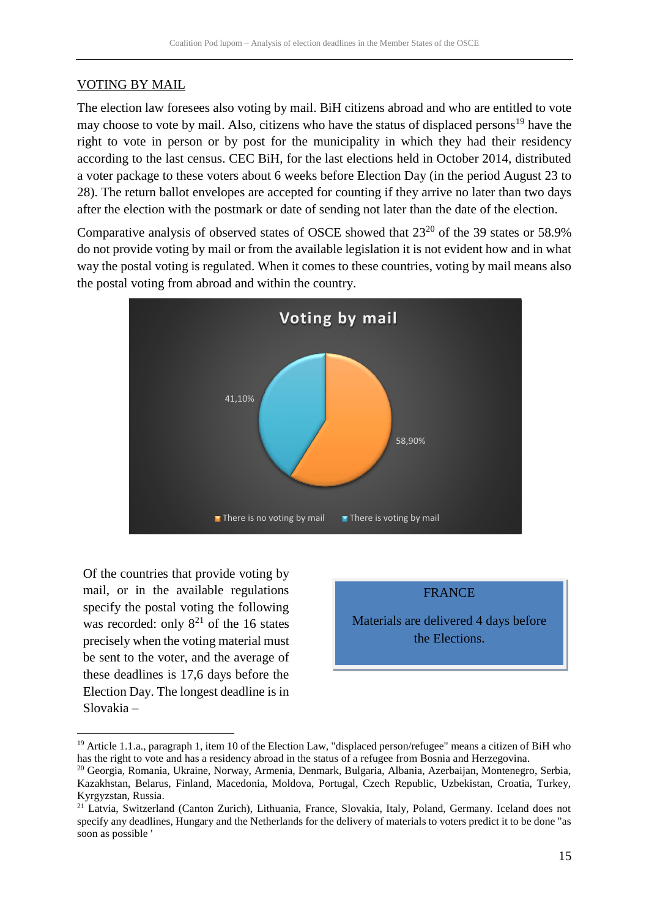## VOTING BY MAIL

The election law foresees also voting by mail. BiH citizens abroad and who are entitled to vote may choose to vote by mail. Also, citizens who have the status of displaced persons[19] have the right to vote in person or by post for the municipality in which they had their residency according to the last census. CEC BiH, for the last elections held in October 2014, distributed a voter package to these voters about 6 weeks before Election Day (in the period August 23 to 28). The return ballot envelopes are accepted for counting if they arrive no later than two days after the election with the postmark or date of sending not later than the date of the election.

Comparative analysis of observed states of OSCE showed that 23[20] of the 39 states or 58.9% do not provide voting by mail or from the available legislation it is not evident how and in what way the postal voting is regulated. When it comes to these countries, voting by mail means also the postal voting from abroad and within the country.

**Voting by mail**

| | |
|---|---|
| There is no voting by mail | 58,90% |
| There is voting by mail | 41,10% |

Of the countries that provide voting by mail, or in the available regulations specify the postal voting the following was recorded: only 8[21] of the 16 states precisely when the voting material must be sent to the voter, and the average of these deadlines is 17,6 days before the Election Day. The longest deadline is in Slovakia –

> FRANCE
>
> Materials are delivered 4 days before the Elections.

---

[19] Article 1.1.a., paragraph 1, item 10 of the Election Law, "displaced person/refugee" means a citizen of BiH who has the right to vote and has a residency abroad in the status of a refugee from Bosnia and Herzegovina.

[20] Georgia, Romania, Ukraine, Norway, Armenia, Denmark, Bulgaria, Albania, Azerbaijan, Montenegro, Serbia, Kazakhstan, Belarus, Finland, Macedonia, Moldova, Portugal, Czech Republic, Uzbekistan, Croatia, Turkey, Kyrgyzstan, Russia.

[21] Latvia, Switzerland (Canton Zurich), Lithuania, France, Slovakia, Italy, Poland, Germany. Iceland does not specify any deadlines, Hungary and the Netherlands for the delivery of materials to voters predict it to be done "as soon as possible '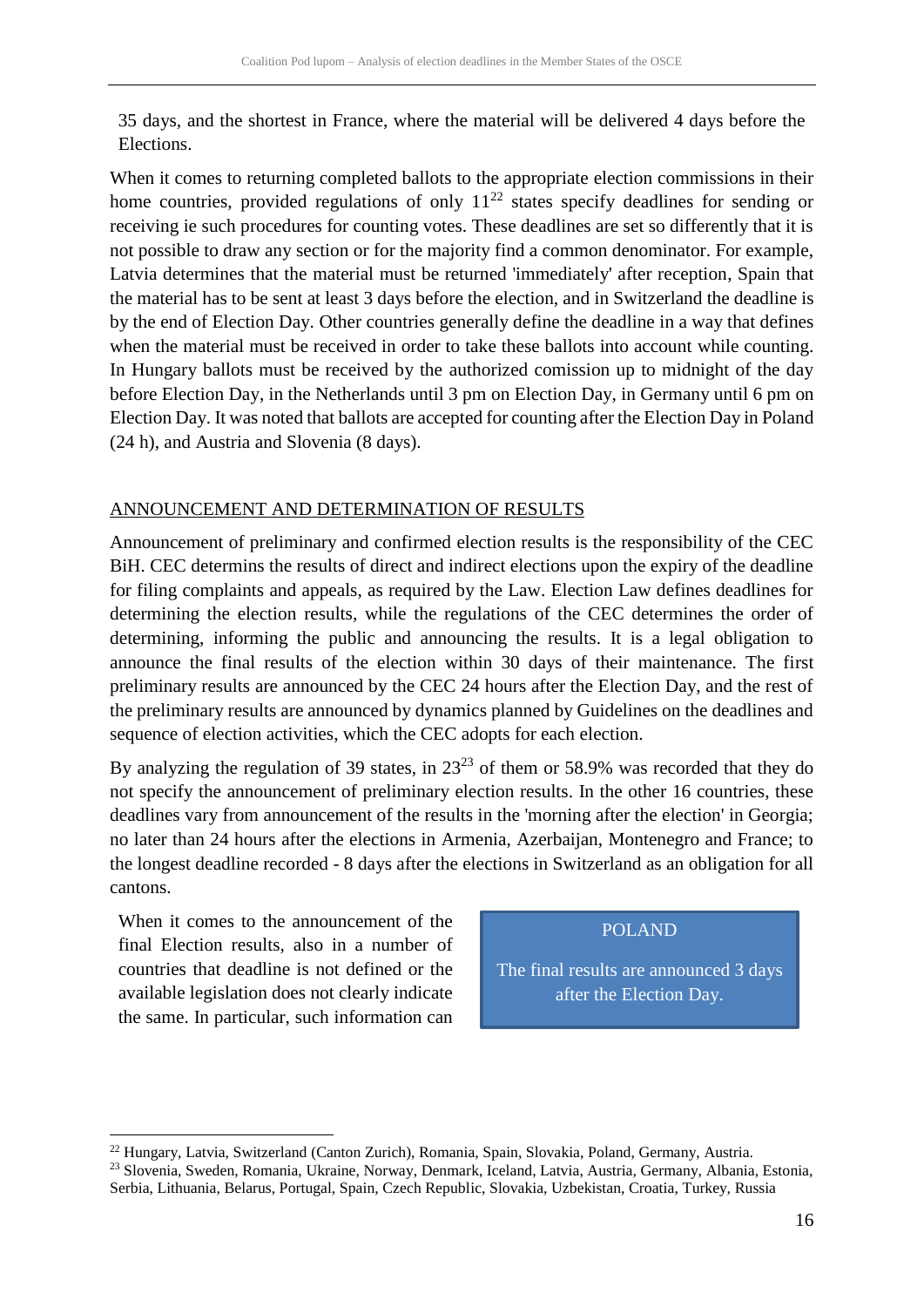35 days, and the shortest in France, where the material will be delivered 4 days before the Elections.

When it comes to returning completed ballots to the appropriate election commissions in their home countries, provided regulations of only 11[22] states specify deadlines for sending or receiving ie such procedures for counting votes. These deadlines are set so differently that it is not possible to draw any section or for the majority find a common denominator. For example, Latvia determines that the material must be returned 'immediately' after reception, Spain that the material has to be sent at least 3 days before the election, and in Switzerland the deadline is by the end of Election Day. Other countries generally define the deadline in a way that defines when the material must be received in order to take these ballots into account while counting. In Hungary ballots must be received by the authorized comission up to midnight of the day before Election Day, in the Netherlands until 3 pm on Election Day, in Germany until 6 pm on Election Day. It was noted that ballots are accepted for counting after the Election Day in Poland (24 h), and Austria and Slovenia (8 days).

## ANNOUNCEMENT AND DETERMINATION OF RESULTS

Announcement of preliminary and confirmed election results is the responsibility of the CEC BiH. CEC determins the results of direct and indirect elections upon the expiry of the deadline for filing complaints and appeals, as required by the Law. Election Law defines deadlines for determining the election results, while the regulations of the CEC determines the order of determining, informing the public and announcing the results. It is a legal obligation to announce the final results of the election within 30 days of their maintenance. The first preliminary results are announced by the CEC 24 hours after the Election Day, and the rest of the preliminary results are announced by dynamics planned by Guidelines on the deadlines and sequence of election activities, which the CEC adopts for each election.

By analyzing the regulation of 39 states, in 23[23] of them or 58.9% was recorded that they do not specify the announcement of preliminary election results. In the other 16 countries, these deadlines vary from announcement of the results in the 'morning after the election' in Georgia; no later than 24 hours after the elections in Armenia, Azerbaijan, Montenegro and France; to the longest deadline recorded - 8 days after the elections in Switzerland as an obligation for all cantons.

When it comes to the announcement of the final Election results, also in a number of countries that deadline is not defined or the available legislation does not clearly indicate the same. In particular, such information can

> **POLAND**
>
> The final results are announced 3 days after the Election Day.

[22] Hungary, Latvia, Switzerland (Canton Zurich), Romania, Spain, Slovakia, Poland, Germany, Austria.

[23] Slovenia, Sweden, Romania, Ukraine, Norway, Denmark, Iceland, Latvia, Austria, Germany, Albania, Estonia, Serbia, Lithuania, Belarus, Portugal, Spain, Czech Republic, Slovakia, Uzbekistan, Croatia, Turkey, Russia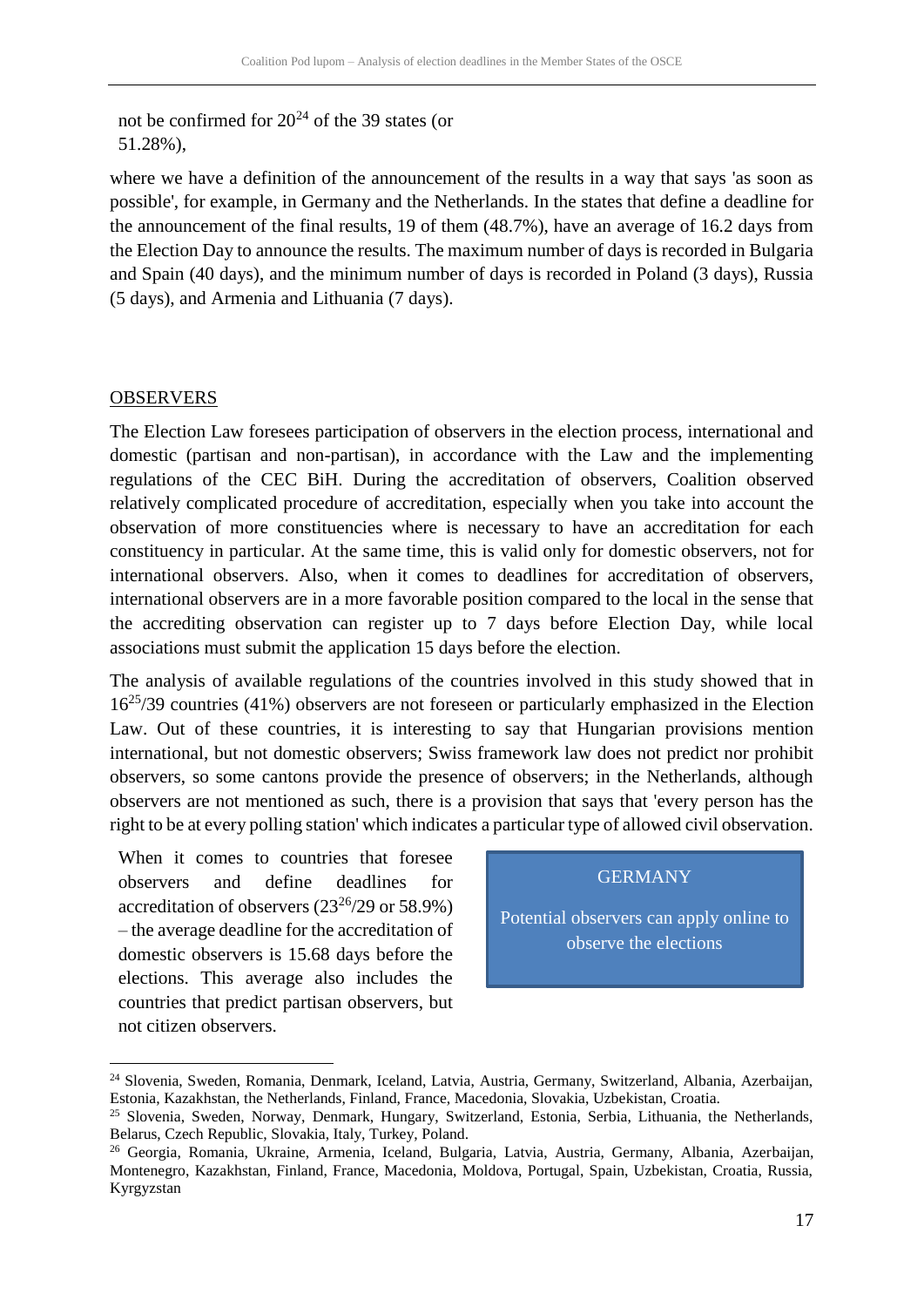not be confirmed for 20[24] of the 39 states (or 51.28%),

where we have a definition of the announcement of the results in a way that says 'as soon as possible', for example, in Germany and the Netherlands. In the states that define a deadline for the announcement of the final results, 19 of them (48.7%), have an average of 16.2 days from the Election Day to announce the results. The maximum number of days is recorded in Bulgaria and Spain (40 days), and the minimum number of days is recorded in Poland (3 days), Russia (5 days), and Armenia and Lithuania (7 days).

## OBSERVERS

The Election Law foresees participation of observers in the election process, international and domestic (partisan and non-partisan), in accordance with the Law and the implementing regulations of the CEC BiH. During the accreditation of observers, Coalition observed relatively complicated procedure of accreditation, especially when you take into account the observation of more constituencies where is necessary to have an accreditation for each constituency in particular. At the same time, this is valid only for domestic observers, not for international observers. Also, when it comes to deadlines for accreditation of observers, international observers are in a more favorable position compared to the local in the sense that the accrediting observation can register up to 7 days before Election Day, while local associations must submit the application 15 days before the election.

The analysis of available regulations of the countries involved in this study showed that in 16[25]/39 countries (41%) observers are not foreseen or particularly emphasized in the Election Law. Out of these countries, it is interesting to say that Hungarian provisions mention international, but not domestic observers; Swiss framework law does not predict nor prohibit observers, so some cantons provide the presence of observers; in the Netherlands, although observers are not mentioned as such, there is a provision that says that 'every person has the right to be at every polling station' which indicates a particular type of allowed civil observation.

When it comes to countries that foresee observers and define deadlines for accreditation of observers (23[26]/29 or 58.9%) – the average deadline for the accreditation of domestic observers is 15.68 days before the elections. This average also includes the countries that predict partisan observers, but not citizen observers.

> **GERMANY**
>
> Potential observers can apply online to observe the elections

[24] Slovenia, Sweden, Romania, Denmark, Iceland, Latvia, Austria, Germany, Switzerland, Albania, Azerbaijan, Estonia, Kazakhstan, the Netherlands, Finland, France, Macedonia, Slovakia, Uzbekistan, Croatia.

[25] Slovenia, Sweden, Norway, Denmark, Hungary, Switzerland, Estonia, Serbia, Lithuania, the Netherlands, Belarus, Czech Republic, Slovakia, Italy, Turkey, Poland.

[26] Georgia, Romania, Ukraine, Armenia, Iceland, Bulgaria, Latvia, Austria, Germany, Albania, Azerbaijan, Montenegro, Kazakhstan, Finland, France, Macedonia, Moldova, Portugal, Spain, Uzbekistan, Croatia, Russia, Kyrgyzstan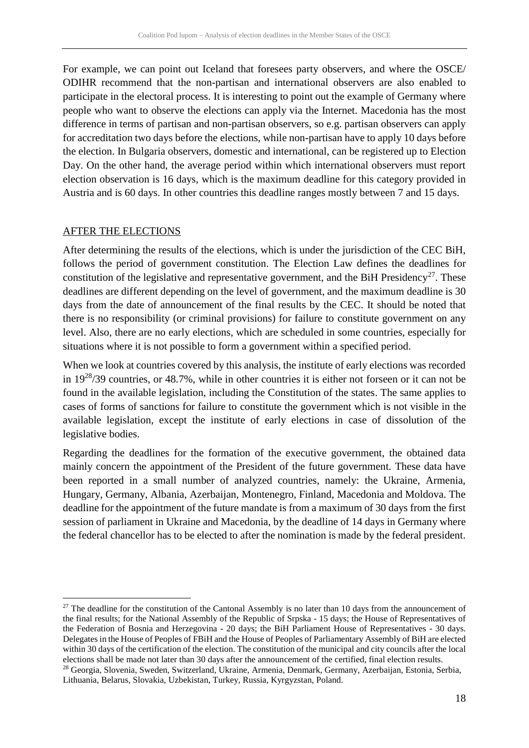For example, we can point out Iceland that foresees party observers, and where the OSCE/ ODIHR recommend that the non-partisan and international observers are also enabled to participate in the electoral process. It is interesting to point out the example of Germany where people who want to observe the elections can apply via the Internet. Macedonia has the most difference in terms of partisan and non-partisan observers, so e.g. partisan observers can apply for accreditation two days before the elections, while non-partisan have to apply 10 days before the election. In Bulgaria observers, domestic and international, can be registered up to Election Day. On the other hand, the average period within which international observers must report election observation is 16 days, which is the maximum deadline for this category provided in Austria and is 60 days. In other countries this deadline ranges mostly between 7 and 15 days.

## AFTER THE ELECTIONS

After determining the results of the elections, which is under the jurisdiction of the CEC BiH, follows the period of government constitution. The Election Law defines the deadlines for constitution of the legislative and representative government, and the BiH Presidency[27]. These deadlines are different depending on the level of government, and the maximum deadline is 30 days from the date of announcement of the final results by the CEC. It should be noted that there is no responsibility (or criminal provisions) for failure to constitute government on any level. Also, there are no early elections, which are scheduled in some countries, especially for situations where it is not possible to form a government within a specified period.

When we look at countries covered by this analysis, the institute of early elections was recorded in 19[28]/39 countries, or 48.7%, while in other countries it is either not forseen or it can not be found in the available legislation, including the Constitution of the states. The same applies to cases of forms of sanctions for failure to constitute the government which is not visible in the available legislation, except the institute of early elections in case of dissolution of the legislative bodies.

Regarding the deadlines for the formation of the executive government, the obtained data mainly concern the appointment of the President of the future government. These data have been reported in a small number of analyzed countries, namely: the Ukraine, Armenia, Hungary, Germany, Albania, Azerbaijan, Montenegro, Finland, Macedonia and Moldova. The deadline for the appointment of the future mandate is from a maximum of 30 days from the first session of parliament in Ukraine and Macedonia, by the deadline of 14 days in Germany where the federal chancellor has to be elected to after the nomination is made by the federal president.

---

[27] The deadline for the constitution of the Cantonal Assembly is no later than 10 days from the announcement of the final results; for the National Assembly of the Republic of Srpska - 15 days; the House of Representatives of the Federation of Bosnia and Herzegovina - 20 days; the BiH Parliament House of Representatives - 30 days. Delegates in the House of Peoples of FBiH and the House of Peoples of Parliamentary Assembly of BiH are elected within 30 days of the certification of the election. The constitution of the municipal and city councils after the local elections shall be made not later than 30 days after the announcement of the certified, final election results.

[28] Georgia, Slovenia, Sweden, Switzerland, Ukraine, Armenia, Denmark, Germany, Azerbaijan, Estonia, Serbia, Lithuania, Belarus, Slovakia, Uzbekistan, Turkey, Russia, Kyrgyzstan, Poland.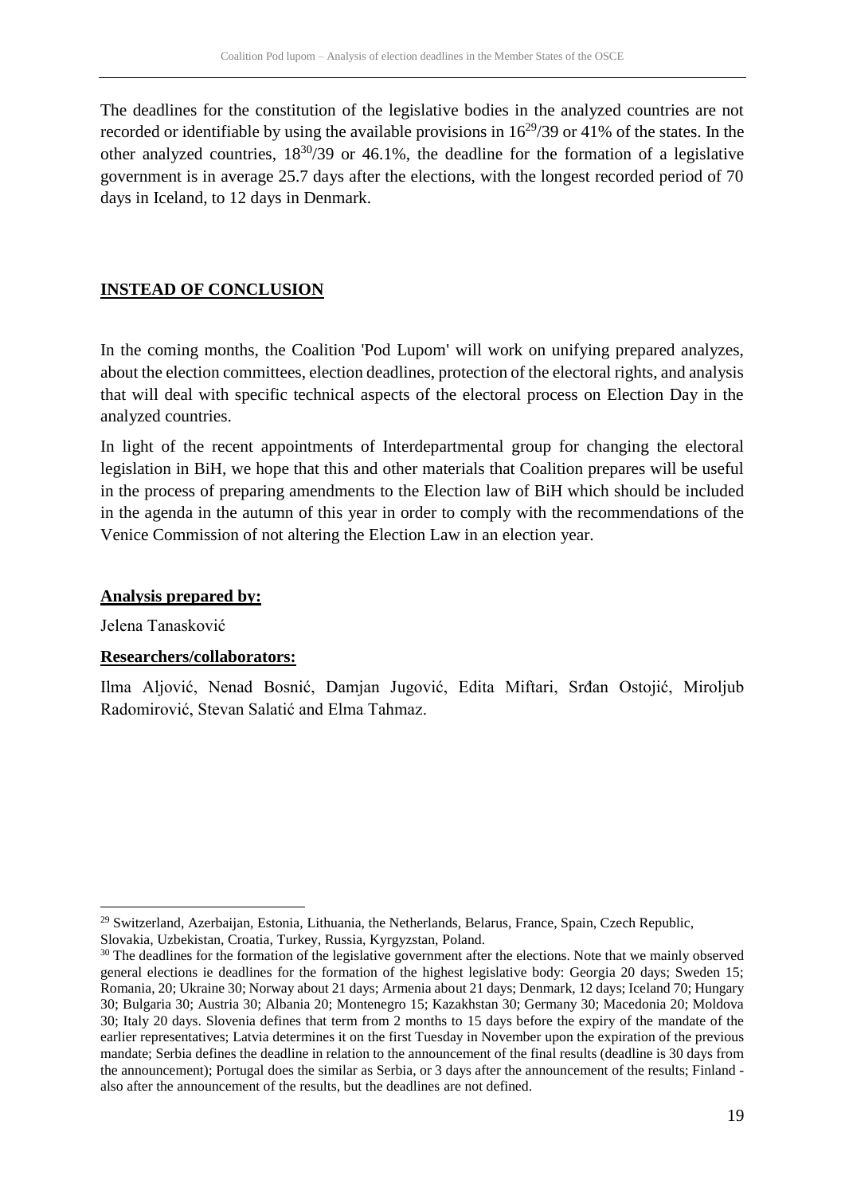The deadlines for the constitution of the legislative bodies in the analyzed countries are not recorded or identifiable by using the available provisions in 16[29]/39 or 41% of the states. In the other analyzed countries, 18[30]/39 or 46.1%, the deadline for the formation of a legislative government is in average 25.7 days after the elections, with the longest recorded period of 70 days in Iceland, to 12 days in Denmark.

## INSTEAD OF CONCLUSION

In the coming months, the Coalition 'Pod Lupom' will work on unifying prepared analyzes, about the election committees, election deadlines, protection of the electoral rights, and analysis that will deal with specific technical aspects of the electoral process on Election Day in the analyzed countries.

In light of the recent appointments of Interdepartmental group for changing the electoral legislation in BiH, we hope that this and other materials that Coalition prepares will be useful in the process of preparing amendments to the Election law of BiH which should be included in the agenda in the autumn of this year in order to comply with the recommendations of the Venice Commission of not altering the Election Law in an election year.

**Analysis prepared by:**

Jelena Tanasković

**Researchers/collaborators:**

Ilma Aljović, Nenad Bosnić, Damjan Jugović, Edita Miftari, Srđan Ostojić, Miroljub Radomirović, Stevan Salatić and Elma Tahmaz.

---

[29] Switzerland, Azerbaijan, Estonia, Lithuania, the Netherlands, Belarus, France, Spain, Czech Republic, Slovakia, Uzbekistan, Croatia, Turkey, Russia, Kyrgyzstan, Poland.

[30] The deadlines for the formation of the legislative government after the elections. Note that we mainly observed general elections ie deadlines for the formation of the highest legislative body: Georgia 20 days; Sweden 15; Romania, 20; Ukraine 30; Norway about 21 days; Armenia about 21 days; Denmark, 12 days; Iceland 70; Hungary 30; Bulgaria 30; Austria 30; Albania 20; Montenegro 15; Kazakhstan 30; Germany 30; Macedonia 20; Moldova 30; Italy 20 days. Slovenia defines that term from 2 months to 15 days before the expiry of the mandate of the earlier representatives; Latvia determines it on the first Tuesday in November upon the expiration of the previous mandate; Serbia defines the deadline in relation to the announcement of the final results (deadline is 30 days from the announcement); Portugal does the similar as Serbia, or 3 days after the announcement of the results; Finland - also after the announcement of the results, but the deadlines are not defined.